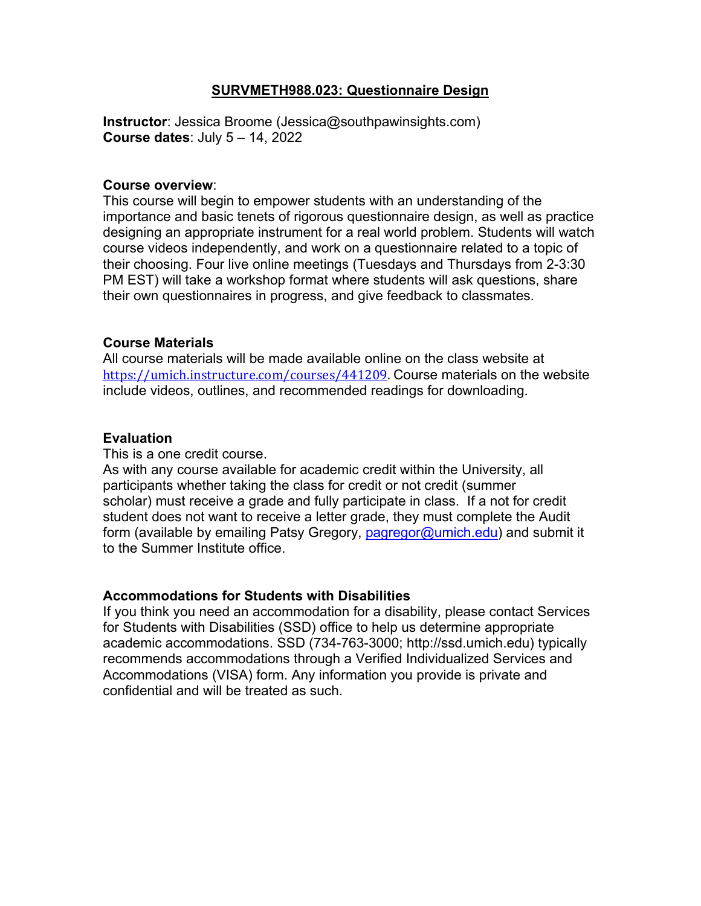# SURVMETH988.023: Questionnaire Design

**Instructor**: Jessica Broome (Jessica@southpawinsights.com)
**Course dates**: July 5 – 14, 2022

## Course overview:

This course will begin to empower students with an understanding of the importance and basic tenets of rigorous questionnaire design, as well as practice designing an appropriate instrument for a real world problem. Students will watch course videos independently, and work on a questionnaire related to a topic of their choosing. Four live online meetings (Tuesdays and Thursdays from 2-3:30 PM EST) will take a workshop format where students will ask questions, share their own questionnaires in progress, and give feedback to classmates.

## Course Materials

All course materials will be made available online on the class website at https://umich.instructure.com/courses/441209. Course materials on the website include videos, outlines, and recommended readings for downloading.

## Evaluation

This is a one credit course.
As with any course available for academic credit within the University, all participants whether taking the class for credit or not credit (summer scholar) must receive a grade and fully participate in class. If a not for credit student does not want to receive a letter grade, they must complete the Audit form (available by emailing Patsy Gregory, pagregor@umich.edu) and submit it to the Summer Institute office.

## Accommodations for Students with Disabilities

If you think you need an accommodation for a disability, please contact Services for Students with Disabilities (SSD) office to help us determine appropriate academic accommodations. SSD (734-763-3000; http://ssd.umich.edu) typically recommends accommodations through a Verified Individualized Services and Accommodations (VISA) form. Any information you provide is private and confidential and will be treated as such.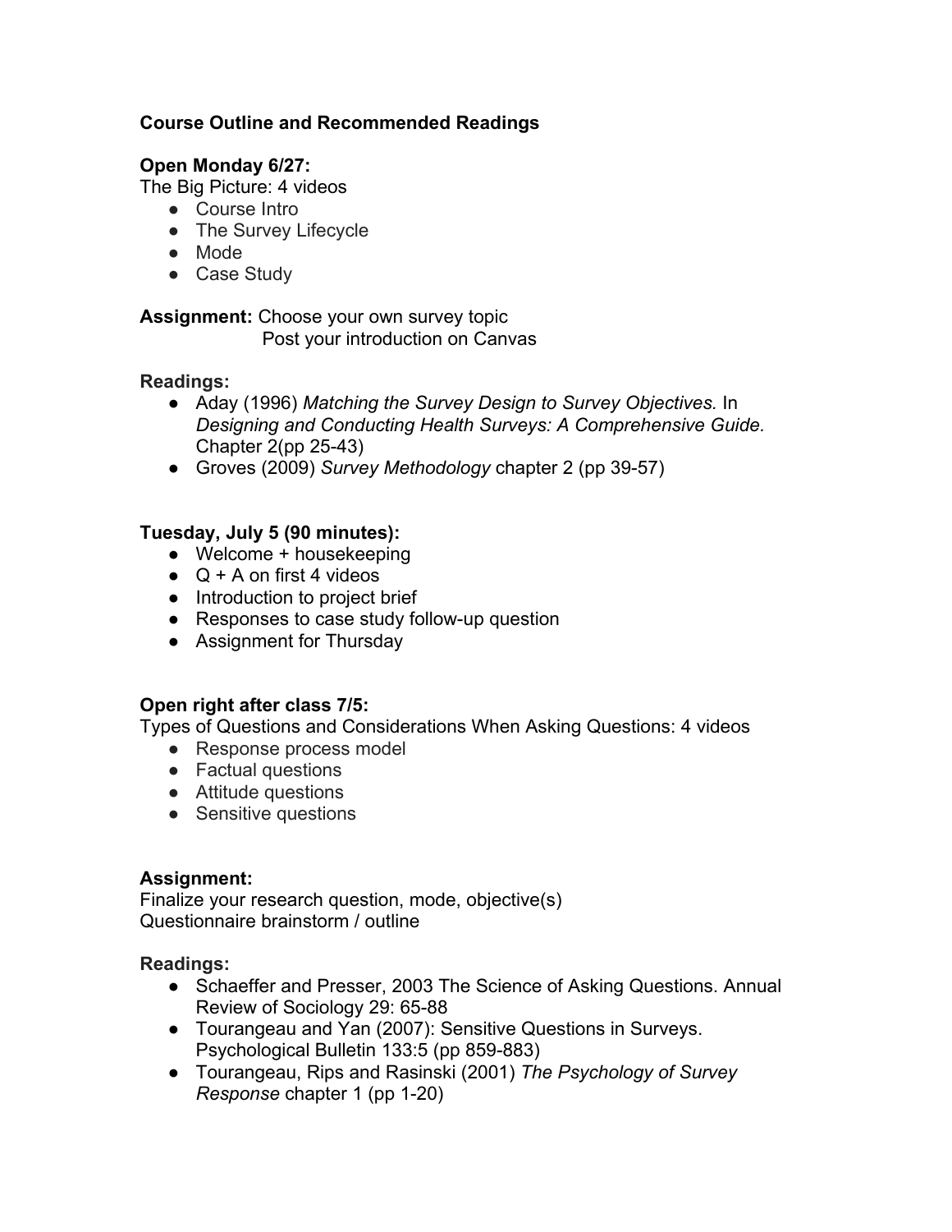**Course Outline and Recommended Readings**

**Open Monday 6/27:**
The Big Picture: 4 videos

- Course Intro
- The Survey Lifecycle
- Mode
- Case Study

**Assignment:** Choose your own survey topic
Post your introduction on Canvas

**Readings:**

- Aday (1996) *Matching the Survey Design to Survey Objectives.* In *Designing and Conducting Health Surveys: A Comprehensive Guide.* Chapter 2(pp 25-43)
- Groves (2009) *Survey Methodology* chapter 2 (pp 39-57)

**Tuesday, July 5 (90 minutes):**

- Welcome + housekeeping
- Q + A on first 4 videos
- Introduction to project brief
- Responses to case study follow-up question
- Assignment for Thursday

**Open right after class 7/5:**
Types of Questions and Considerations When Asking Questions: 4 videos

- Response process model
- Factual questions
- Attitude questions
- Sensitive questions

**Assignment:**
Finalize your research question, mode, objective(s)
Questionnaire brainstorm / outline

**Readings:**

- Schaeffer and Presser, 2003 The Science of Asking Questions. Annual Review of Sociology 29: 65-88
- Tourangeau and Yan (2007): Sensitive Questions in Surveys. Psychological Bulletin 133:5 (pp 859-883)
- Tourangeau, Rips and Rasinski (2001) *The Psychology of Survey Response* chapter 1 (pp 1-20)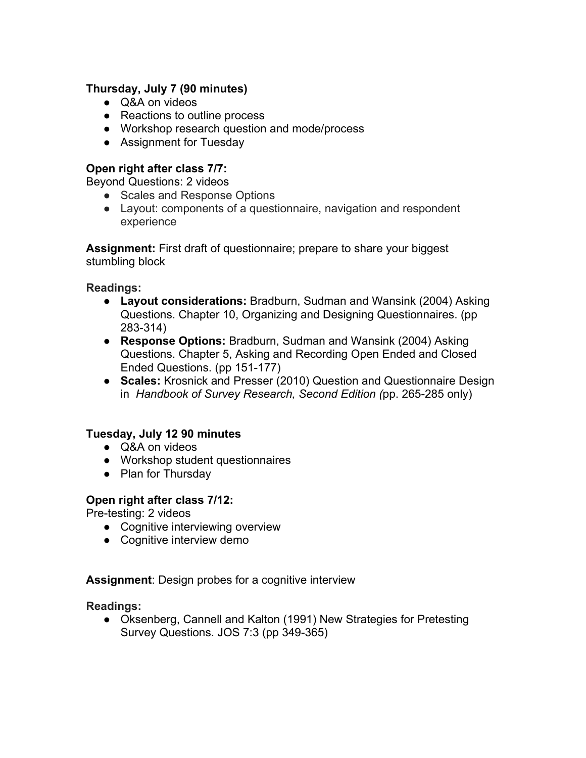**Thursday, July 7 (90 minutes)**

- Q&A on videos
- Reactions to outline process
- Workshop research question and mode/process
- Assignment for Tuesday

**Open right after class 7/7:**
Beyond Questions: 2 videos

- Scales and Response Options
- Layout: components of a questionnaire, navigation and respondent experience

**Assignment:** First draft of questionnaire; prepare to share your biggest stumbling block

**Readings:**

- **Layout considerations:** Bradburn, Sudman and Wansink (2004) Asking Questions. Chapter 10, Organizing and Designing Questionnaires. (pp 283-314)
- **Response Options:** Bradburn, Sudman and Wansink (2004) Asking Questions. Chapter 5, Asking and Recording Open Ended and Closed Ended Questions. (pp 151-177)
- **Scales:** Krosnick and Presser (2010) Question and Questionnaire Design in *Handbook of Survey Research, Second Edition (*pp. 265-285 only)

**Tuesday, July 12 90 minutes**

- Q&A on videos
- Workshop student questionnaires
- Plan for Thursday

**Open right after class 7/12:**
Pre-testing: 2 videos

- Cognitive interviewing overview
- Cognitive interview demo

**Assignment**: Design probes for a cognitive interview

**Readings:**

- Oksenberg, Cannell and Kalton (1991) New Strategies for Pretesting Survey Questions. JOS 7:3 (pp 349-365)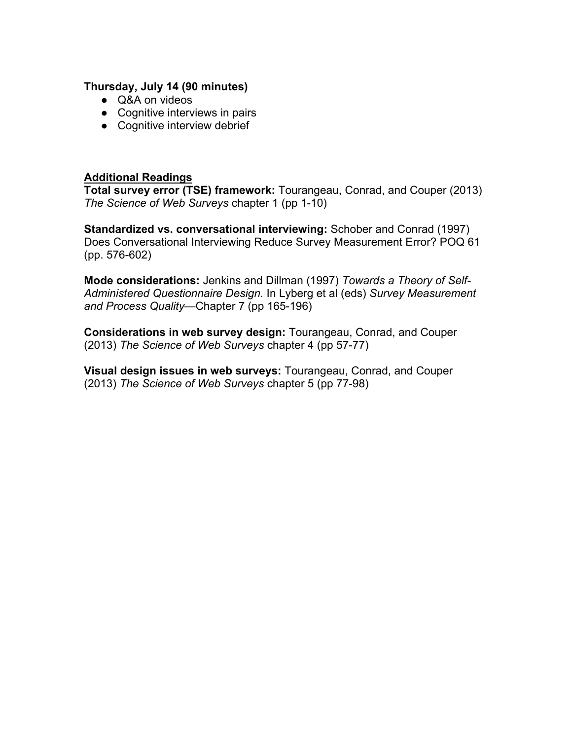**Thursday, July 14 (90 minutes)**

- Q&A on videos
- Cognitive interviews in pairs
- Cognitive interview debrief

**Additional Readings**

**Total survey error (TSE) framework:** Tourangeau, Conrad, and Couper (2013) *The Science of Web Surveys* chapter 1 (pp 1-10)

**Standardized vs. conversational interviewing:** Schober and Conrad (1997) Does Conversational Interviewing Reduce Survey Measurement Error? POQ 61 (pp. 576-602)

**Mode considerations:** Jenkins and Dillman (1997) *Towards a Theory of Self-Administered Questionnaire Design.* In Lyberg et al (eds) *Survey Measurement and Process Quality*—Chapter 7 (pp 165-196)

**Considerations in web survey design:** Tourangeau, Conrad, and Couper (2013) *The Science of Web Surveys* chapter 4 (pp 57-77)

**Visual design issues in web surveys:** Tourangeau, Conrad, and Couper (2013) *The Science of Web Surveys* chapter 5 (pp 77-98)